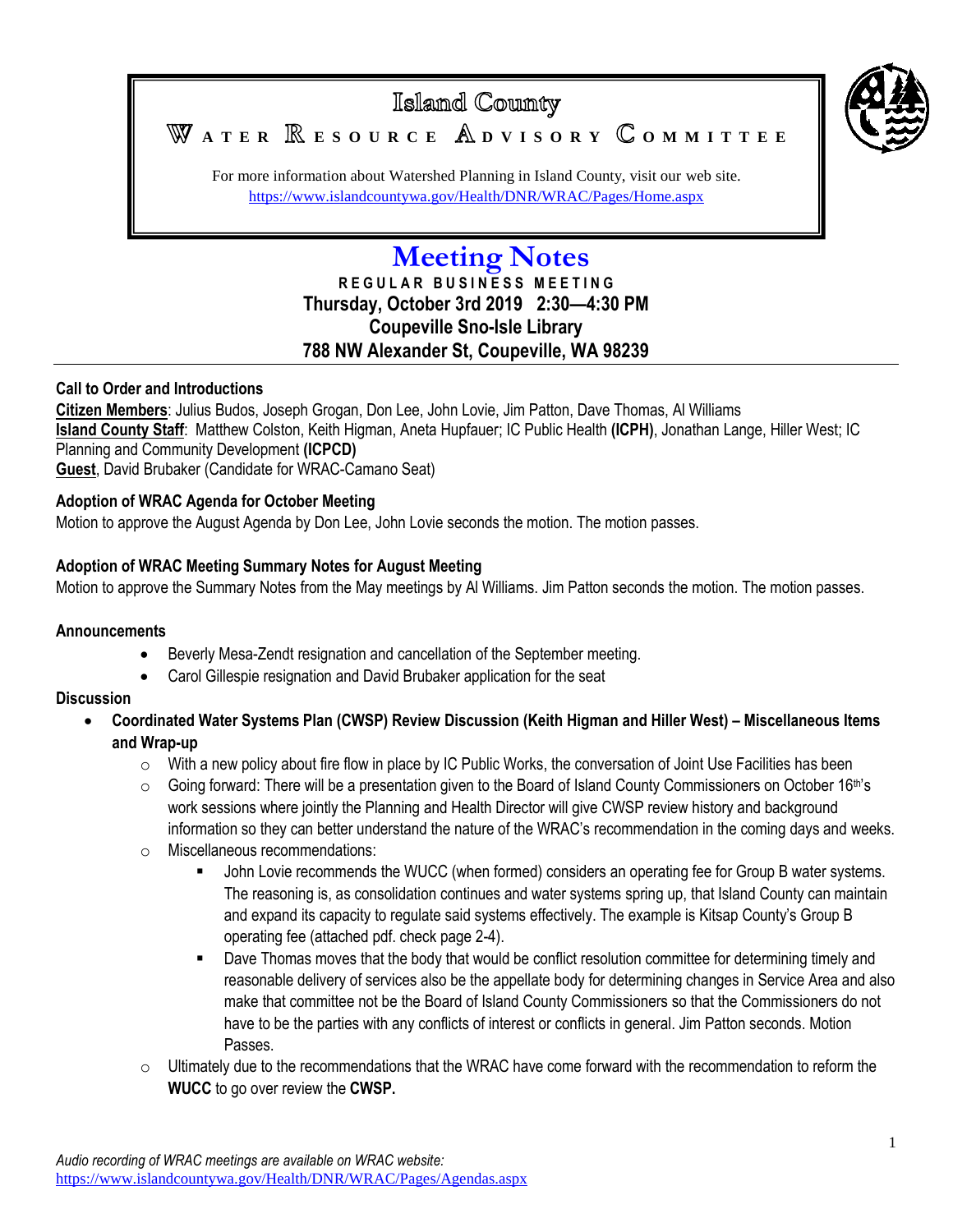# Island County

## WATER RESOURCE ADVISORY COMMITTEE

For more information about Watershed Planning in Island County, visit our web site.
https://www.islandcountywa.gov/Health/DNR/WRAC/Pages/Home.aspx

# Meeting Notes

**REGULAR BUSINESS MEETING**
**Thursday, October 3rd 2019 2:30—4:30 PM**
**Coupeville Sno-Isle Library**
**788 NW Alexander St, Coupeville, WA 98239**

---

### Call to Order and Introductions

**Citizen Members**: Julius Budos, Joseph Grogan, Don Lee, John Lovie, Jim Patton, Dave Thomas, Al Williams
**Island County Staff**: Matthew Colston, Keith Higman, Aneta Hupfauer; IC Public Health **(ICPH)**, Jonathan Lange, Hiller West; IC Planning and Community Development **(ICPCD)**
**Guest**, David Brubaker (Candidate for WRAC-Camano Seat)

### Adoption of WRAC Agenda for October Meeting

Motion to approve the August Agenda by Don Lee, John Lovie seconds the motion. The motion passes.

### Adoption of WRAC Meeting Summary Notes for August Meeting

Motion to approve the Summary Notes from the May meetings by Al Williams. Jim Patton seconds the motion. The motion passes.

### Announcements

- Beverly Mesa-Zendt resignation and cancellation of the September meeting.
- Carol Gillespie resignation and David Brubaker application for the seat

### Discussion

- **Coordinated Water Systems Plan (CWSP) Review Discussion (Keith Higman and Hiller West) – Miscellaneous Items and Wrap-up**
  - With a new policy about fire flow in place by IC Public Works, the conversation of Joint Use Facilities has been
  - Going forward: There will be a presentation given to the Board of Island County Commissioners on October 16th's work sessions where jointly the Planning and Health Director will give CWSP review history and background information so they can better understand the nature of the WRAC's recommendation in the coming days and weeks.
  - Miscellaneous recommendations:
    - John Lovie recommends the WUCC (when formed) considers an operating fee for Group B water systems. The reasoning is, as consolidation continues and water systems spring up, that Island County can maintain and expand its capacity to regulate said systems effectively. The example is Kitsap County's Group B operating fee (attached pdf. check page 2-4).
    - Dave Thomas moves that the body that would be conflict resolution committee for determining timely and reasonable delivery of services also be the appellate body for determining changes in Service Area and also make that committee not be the Board of Island County Commissioners so that the Commissioners do not have to be the parties with any conflicts of interest or conflicts in general. Jim Patton seconds. Motion Passes.
  - Ultimately due to the recommendations that the WRAC have come forward with the recommendation to reform the **WUCC** to go over review the **CWSP.**

*Audio recording of WRAC meetings are available on WRAC website:*
https://www.islandcountywa.gov/Health/DNR/WRAC/Pages/Agendas.aspx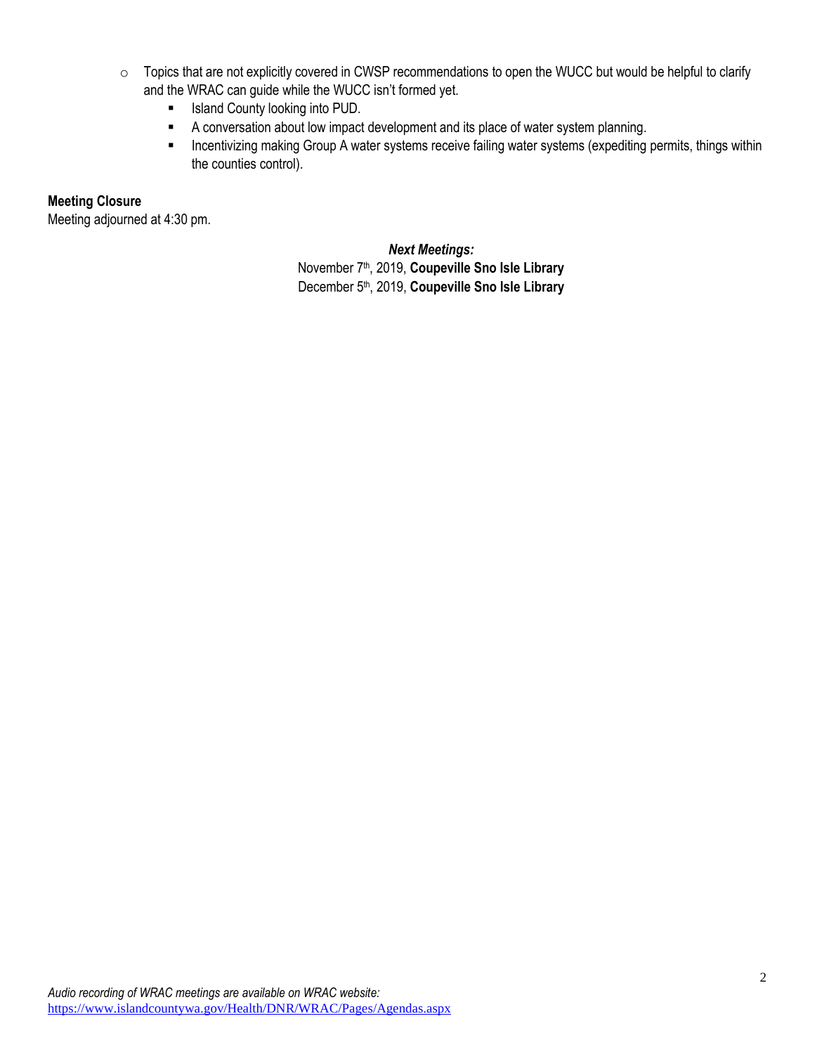- Topics that are not explicitly covered in CWSP recommendations to open the WUCC but would be helpful to clarify and the WRAC can guide while the WUCC isn't formed yet.
  - Island County looking into PUD.
  - A conversation about low impact development and its place of water system planning.
  - Incentivizing making Group A water systems receive failing water systems (expediting permits, things within the counties control).

**Meeting Closure**

Meeting adjourned at 4:30 pm.

***Next Meetings:***

November 7th, 2019, **Coupeville Sno Isle Library**

December 5th, 2019, **Coupeville Sno Isle Library**

*Audio recording of WRAC meetings are available on WRAC website:*
https://www.islandcountywa.gov/Health/DNR/WRAC/Pages/Agendas.aspx